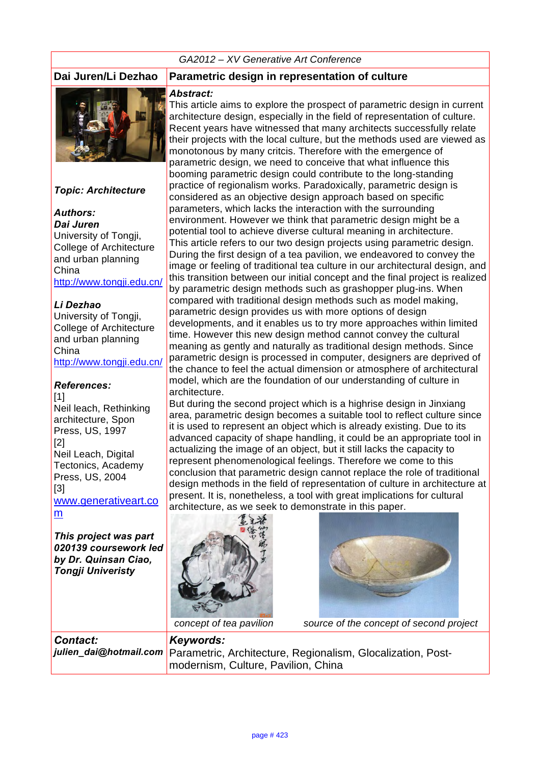GA2012 – XV Generative Art Conference

## Dai Juren/Li Dezhao

# Parametric design in representation of culture

***Topic: Architecture***

***Authors:***

***Dai Juren***
University of Tongji, College of Architecture and urban planning
China
http://www.tongji.edu.cn/

***Li Dezhao***
University of Tongji, College of Architecture and urban planning
China
http://www.tongji.edu.cn/

***References:***

[1]
Neil leach, Rethinking architecture, Spon Press, US, 1997

[2]
Neil Leach, Digital Tectonics, Academy Press, US, 2004

[3]
www.generativeart.com

***This project was part 020139 coursework led by Dr. Quinsan Ciao, Tongji Univeristy***

***Abstract:***

This article aims to explore the prospect of parametric design in current architecture design, especially in the field of representation of culture. Recent years have witnessed that many architects successfully relate their projects with the local culture, but the methods used are viewed as monotonous by many critcis. Therefore with the emergence of parametric design, we need to conceive that what influence this booming parametric design could contribute to the long-standing practice of regionalism works. Paradoxically, parametric design is considered as an objective design approach based on specific parameters, which lacks the interaction with the surrounding environment. However we think that parametric design might be a potential tool to achieve diverse cultural meaning in architecture.

This article refers to our two design projects using parametric design. During the first design of a tea pavilion, we endeavored to convey the image or feeling of traditional tea culture in our architectural design, and this transition between our initial concept and the final project is realized by parametric design methods such as grashopper plug-ins. When compared with traditional design methods such as model making, parametric design provides us with more options of design developments, and it enables us to try more approaches within limited time. However this new design method cannot convey the cultural meaning as gently and naturally as traditional design methods. Since parametric design is processed in computer, designers are deprived of the chance to feel the actual dimension or atmosphere of architectural model, which are the foundation of our understanding of culture in architecture.

But during the second project which is a highrise design in Jinxiang area, parametric design becomes a suitable tool to reflect culture since it is used to represent an object which is already existing. Due to its advanced capacity of shape handling, it could be an appropriate tool in actualizing the image of an object, but it still lacks the capacity to represent phenomenological feelings. Therefore we come to this conclusion that parametric design cannot replace the role of traditional design methods in the field of representation of culture in architecture at present. It is, nonetheless, a tool with great implications for cultural architecture, as we seek to demonstrate in this paper.

*concept of tea pavilion*

*source of the concept of second project*

***Contact:***
***julien_dai@hotmail.com***

***Keywords:***
Parametric, Architecture, Regionalism, Glocalization, Post-modernism, Culture, Pavilion, China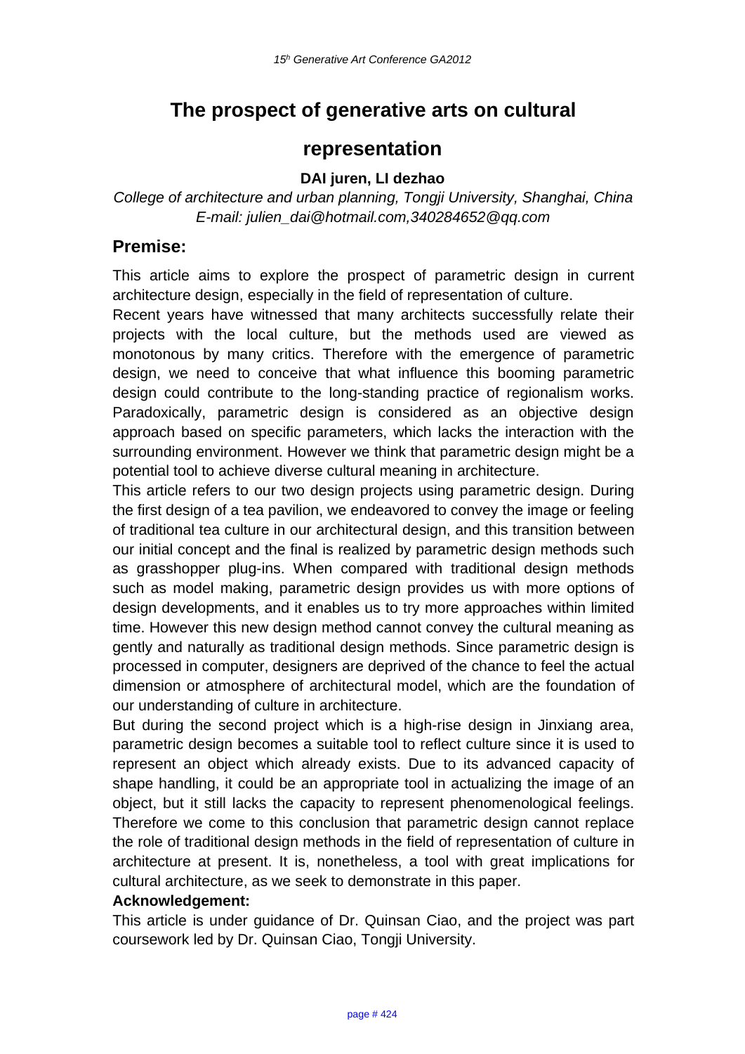# The prospect of generative arts on cultural representation

**DAI juren, LI dezhao**

*College of architecture and urban planning, Tongji University, Shanghai, China*
*E-mail: julien_dai@hotmail.com,340284652@qq.com*

## Premise:

This article aims to explore the prospect of parametric design in current architecture design, especially in the field of representation of culture.

Recent years have witnessed that many architects successfully relate their projects with the local culture, but the methods used are viewed as monotonous by many critics. Therefore with the emergence of parametric design, we need to conceive that what influence this booming parametric design could contribute to the long-standing practice of regionalism works. Paradoxically, parametric design is considered as an objective design approach based on specific parameters, which lacks the interaction with the surrounding environment. However we think that parametric design might be a potential tool to achieve diverse cultural meaning in architecture.

This article refers to our two design projects using parametric design. During the first design of a tea pavilion, we endeavored to convey the image or feeling of traditional tea culture in our architectural design, and this transition between our initial concept and the final is realized by parametric design methods such as grasshopper plug-ins. When compared with traditional design methods such as model making, parametric design provides us with more options of design developments, and it enables us to try more approaches within limited time. However this new design method cannot convey the cultural meaning as gently and naturally as traditional design methods. Since parametric design is processed in computer, designers are deprived of the chance to feel the actual dimension or atmosphere of architectural model, which are the foundation of our understanding of culture in architecture.

But during the second project which is a high-rise design in Jinxiang area, parametric design becomes a suitable tool to reflect culture since it is used to represent an object which already exists. Due to its advanced capacity of shape handling, it could be an appropriate tool in actualizing the image of an object, but it still lacks the capacity to represent phenomenological feelings. Therefore we come to this conclusion that parametric design cannot replace the role of traditional design methods in the field of representation of culture in architecture at present. It is, nonetheless, a tool with great implications for cultural architecture, as we seek to demonstrate in this paper.

**Acknowledgement:**

This article is under guidance of Dr. Quinsan Ciao, and the project was part coursework led by Dr. Quinsan Ciao, Tongji University.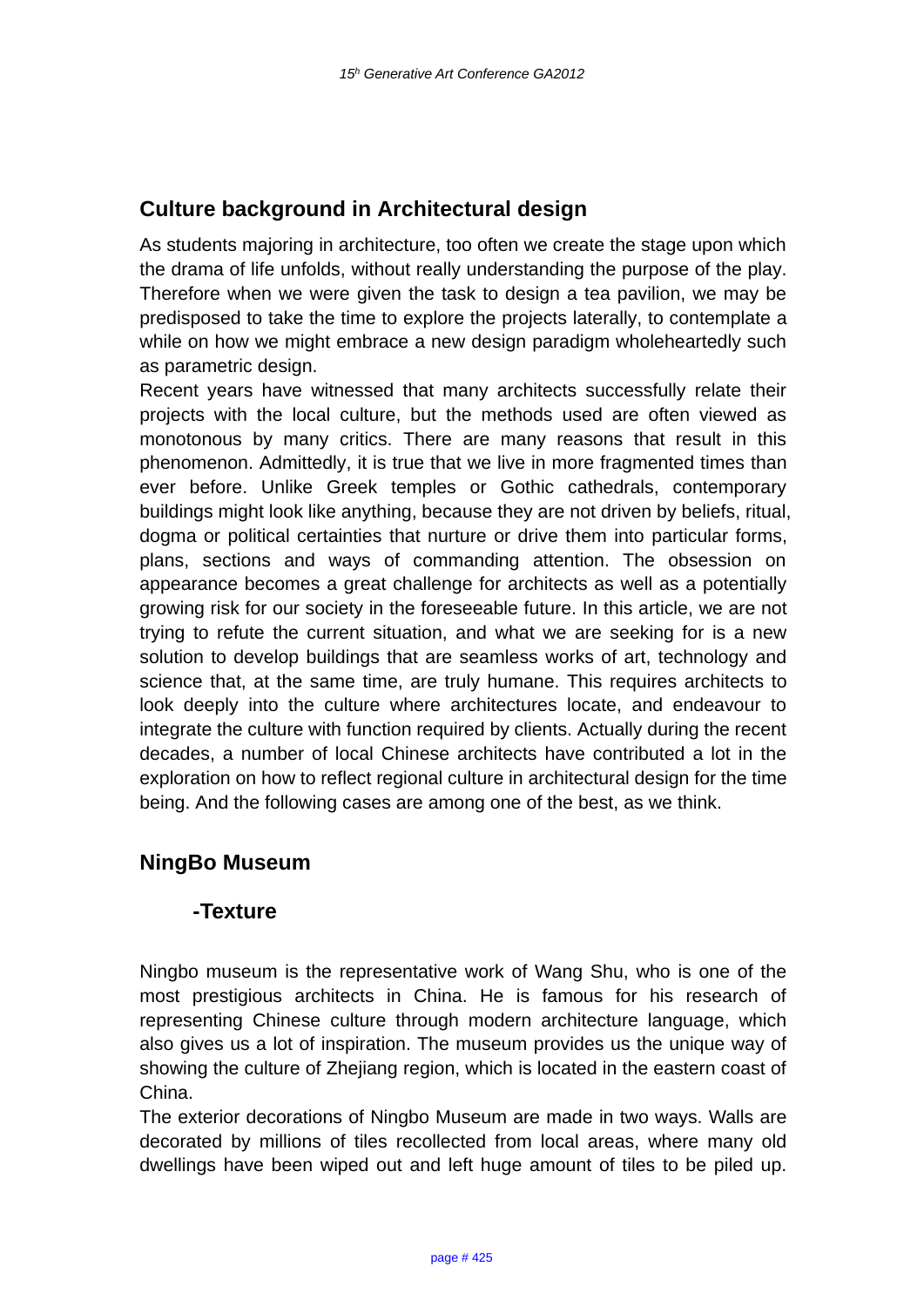## Culture background in Architectural design

As students majoring in architecture, too often we create the stage upon which the drama of life unfolds, without really understanding the purpose of the play. Therefore when we were given the task to design a tea pavilion, we may be predisposed to take the time to explore the projects laterally, to contemplate a while on how we might embrace a new design paradigm wholeheartedly such as parametric design.

Recent years have witnessed that many architects successfully relate their projects with the local culture, but the methods used are often viewed as monotonous by many critics. There are many reasons that result in this phenomenon. Admittedly, it is true that we live in more fragmented times than ever before. Unlike Greek temples or Gothic cathedrals, contemporary buildings might look like anything, because they are not driven by beliefs, ritual, dogma or political certainties that nurture or drive them into particular forms, plans, sections and ways of commanding attention. The obsession on appearance becomes a great challenge for architects as well as a potentially growing risk for our society in the foreseeable future. In this article, we are not trying to refute the current situation, and what we are seeking for is a new solution to develop buildings that are seamless works of art, technology and science that, at the same time, are truly humane. This requires architects to look deeply into the culture where architectures locate, and endeavour to integrate the culture with function required by clients. Actually during the recent decades, a number of local Chinese architects have contributed a lot in the exploration on how to reflect regional culture in architectural design for the time being. And the following cases are among one of the best, as we think.

## NingBo Museum

### -Texture

Ningbo museum is the representative work of Wang Shu, who is one of the most prestigious architects in China. He is famous for his research of representing Chinese culture through modern architecture language, which also gives us a lot of inspiration. The museum provides us the unique way of showing the culture of Zhejiang region, which is located in the eastern coast of China.

The exterior decorations of Ningbo Museum are made in two ways. Walls are decorated by millions of tiles recollected from local areas, where many old dwellings have been wiped out and left huge amount of tiles to be piled up.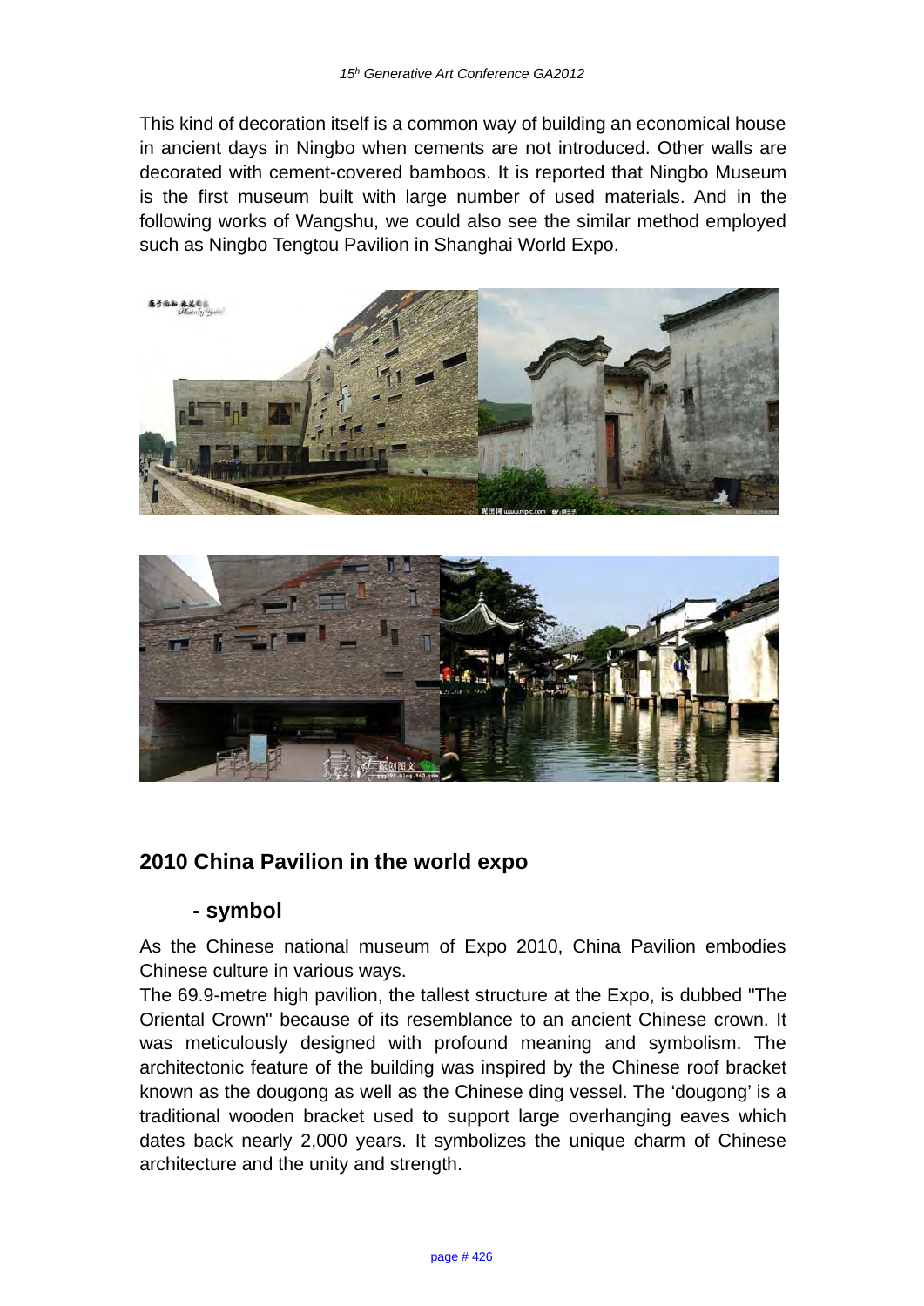This kind of decoration itself is a common way of building an economical house in ancient days in Ningbo when cements are not introduced. Other walls are decorated with cement-covered bamboos. It is reported that Ningbo Museum is the first museum built with large number of used materials. And in the following works of Wangshu, we could also see the similar method employed such as Ningbo Tengtou Pavilion in Shanghai World Expo.

## 2010 China Pavilion in the world expo

### - symbol

As the Chinese national museum of Expo 2010, China Pavilion embodies Chinese culture in various ways.
The 69.9-metre high pavilion, the tallest structure at the Expo, is dubbed "The Oriental Crown" because of its resemblance to an ancient Chinese crown. It was meticulously designed with profound meaning and symbolism. The architectonic feature of the building was inspired by the Chinese roof bracket known as the dougong as well as the Chinese ding vessel. The 'dougong' is a traditional wooden bracket used to support large overhanging eaves which dates back nearly 2,000 years. It symbolizes the unique charm of Chinese architecture and the unity and strength.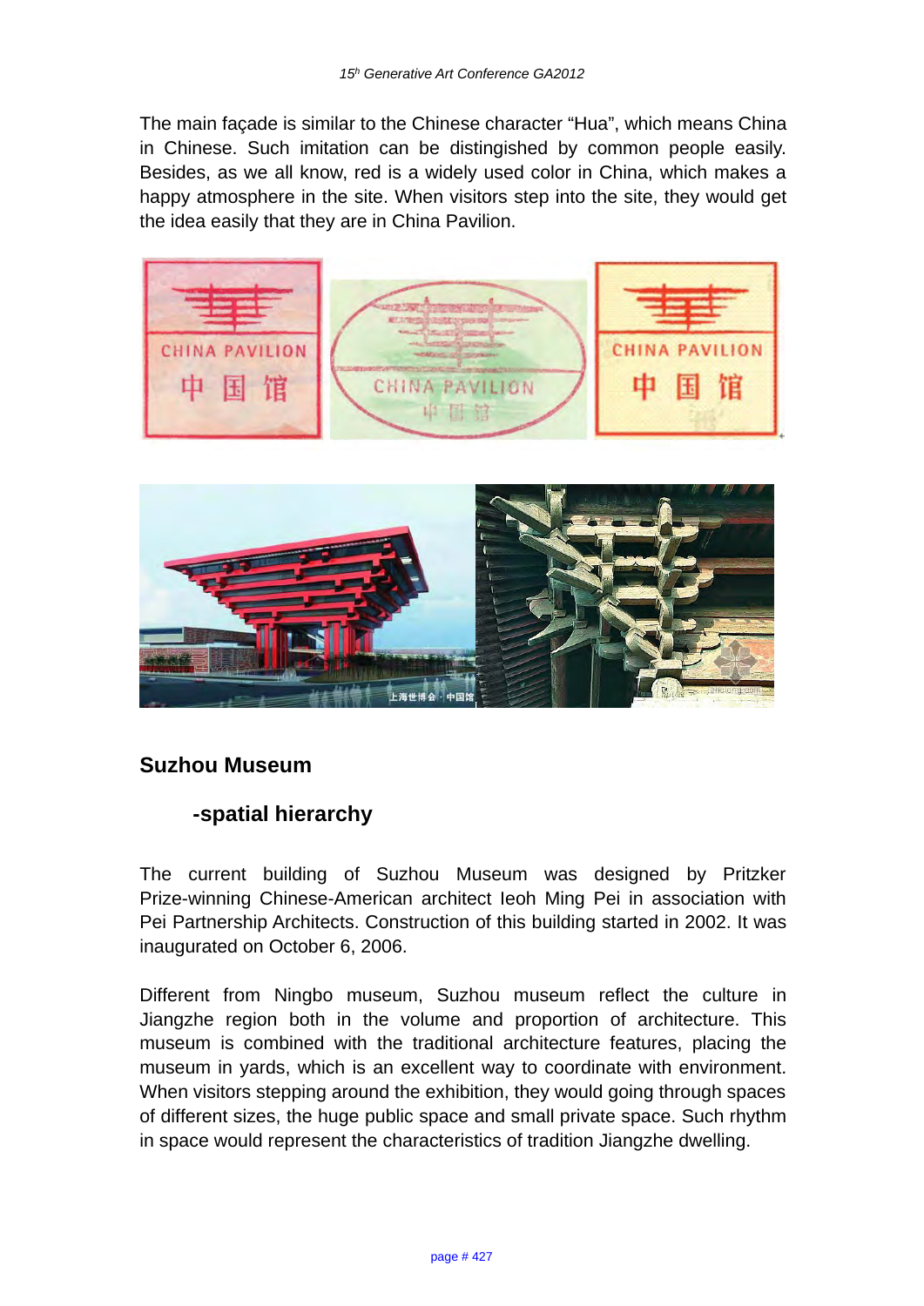The main façade is similar to the Chinese character “Hua”, which means China in Chinese. Such imitation can be distinguished by common people easily. Besides, as we all know, red is a widely used color in China, which makes a happy atmosphere in the site. When visitors step into the site, they would get the idea easily that they are in China Pavilion.

## Suzhou Museum

### -spatial hierarchy

The current building of Suzhou Museum was designed by Pritzker Prize-winning Chinese-American architect Ieoh Ming Pei in association with Pei Partnership Architects. Construction of this building started in 2002. It was inaugurated on October 6, 2006.

Different from Ningbo museum, Suzhou museum reflect the culture in Jiangzhe region both in the volume and proportion of architecture. This museum is combined with the traditional architecture features, placing the museum in yards, which is an excellent way to coordinate with environment. When visitors stepping around the exhibition, they would going through spaces of different sizes, the huge public space and small private space. Such rhythm in space would represent the characteristics of tradition Jiangzhe dwelling.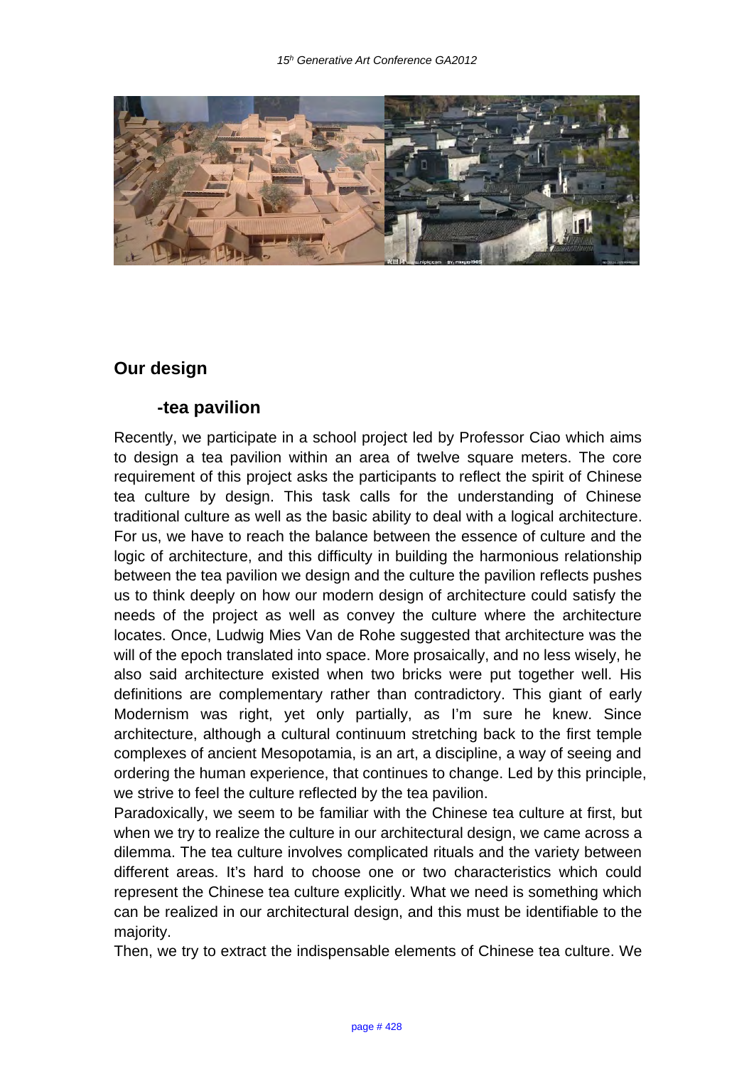## Our design

### -tea pavilion

Recently, we participate in a school project led by Professor Ciao which aims to design a tea pavilion within an area of twelve square meters. The core requirement of this project asks the participants to reflect the spirit of Chinese tea culture by design. This task calls for the understanding of Chinese traditional culture as well as the basic ability to deal with a logical architecture. For us, we have to reach the balance between the essence of culture and the logic of architecture, and this difficulty in building the harmonious relationship between the tea pavilion we design and the culture the pavilion reflects pushes us to think deeply on how our modern design of architecture could satisfy the needs of the project as well as convey the culture where the architecture locates. Once, Ludwig Mies Van de Rohe suggested that architecture was the will of the epoch translated into space. More prosaically, and no less wisely, he also said architecture existed when two bricks were put together well. His definitions are complementary rather than contradictory. This giant of early Modernism was right, yet only partially, as I'm sure he knew. Since architecture, although a cultural continuum stretching back to the first temple complexes of ancient Mesopotamia, is an art, a discipline, a way of seeing and ordering the human experience, that continues to change. Led by this principle, we strive to feel the culture reflected by the tea pavilion.

Paradoxically, we seem to be familiar with the Chinese tea culture at first, but when we try to realize the culture in our architectural design, we came across a dilemma. The tea culture involves complicated rituals and the variety between different areas. It's hard to choose one or two characteristics which could represent the Chinese tea culture explicitly. What we need is something which can be realized in our architectural design, and this must be identifiable to the majority.

Then, we try to extract the indispensable elements of Chinese tea culture. We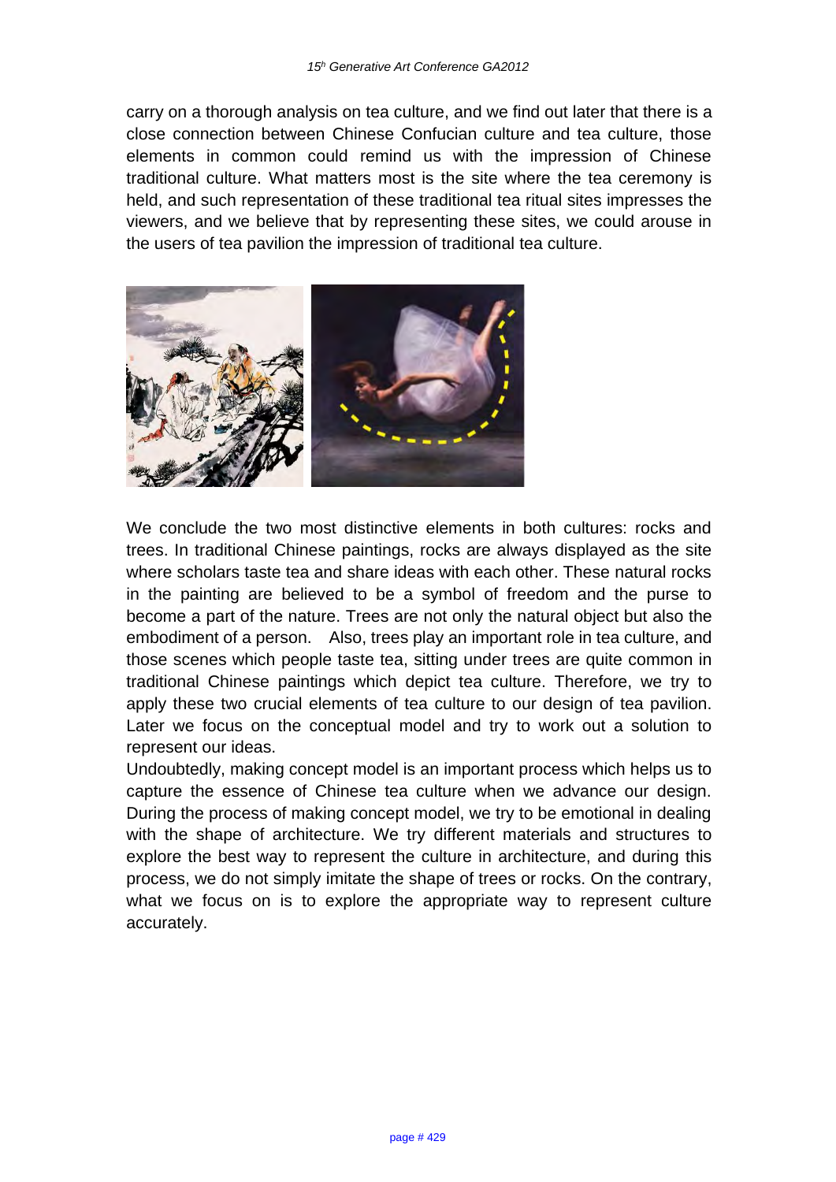carry on a thorough analysis on tea culture, and we find out later that there is a close connection between Chinese Confucian culture and tea culture, those elements in common could remind us with the impression of Chinese traditional culture. What matters most is the site where the tea ceremony is held, and such representation of these traditional tea ritual sites impresses the viewers, and we believe that by representing these sites, we could arouse in the users of tea pavilion the impression of traditional tea culture.

We conclude the two most distinctive elements in both cultures: rocks and trees. In traditional Chinese paintings, rocks are always displayed as the site where scholars taste tea and share ideas with each other. These natural rocks in the painting are believed to be a symbol of freedom and the purse to become a part of the nature. Trees are not only the natural object but also the embodiment of a person. Also, trees play an important role in tea culture, and those scenes which people taste tea, sitting under trees are quite common in traditional Chinese paintings which depict tea culture. Therefore, we try to apply these two crucial elements of tea culture to our design of tea pavilion. Later we focus on the conceptual model and try to work out a solution to represent our ideas.

Undoubtedly, making concept model is an important process which helps us to capture the essence of Chinese tea culture when we advance our design. During the process of making concept model, we try to be emotional in dealing with the shape of architecture. We try different materials and structures to explore the best way to represent the culture in architecture, and during this process, we do not simply imitate the shape of trees or rocks. On the contrary, what we focus on is to explore the appropriate way to represent culture accurately.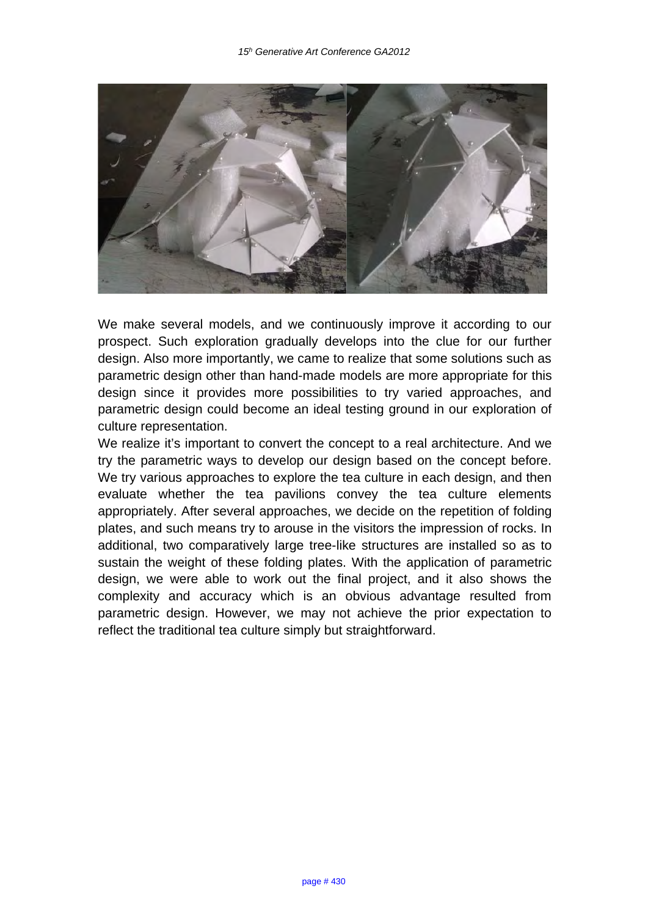We make several models, and we continuously improve it according to our prospect. Such exploration gradually develops into the clue for our further design. Also more importantly, we came to realize that some solutions such as parametric design other than hand-made models are more appropriate for this design since it provides more possibilities to try varied approaches, and parametric design could become an ideal testing ground in our exploration of culture representation.

We realize it's important to convert the concept to a real architecture. And we try the parametric ways to develop our design based on the concept before. We try various approaches to explore the tea culture in each design, and then evaluate whether the tea pavilions convey the tea culture elements appropriately. After several approaches, we decide on the repetition of folding plates, and such means try to arouse in the visitors the impression of rocks. In additional, two comparatively large tree-like structures are installed so as to sustain the weight of these folding plates. With the application of parametric design, we were able to work out the final project, and it also shows the complexity and accuracy which is an obvious advantage resulted from parametric design. However, we may not achieve the prior expectation to reflect the traditional tea culture simply but straightforward.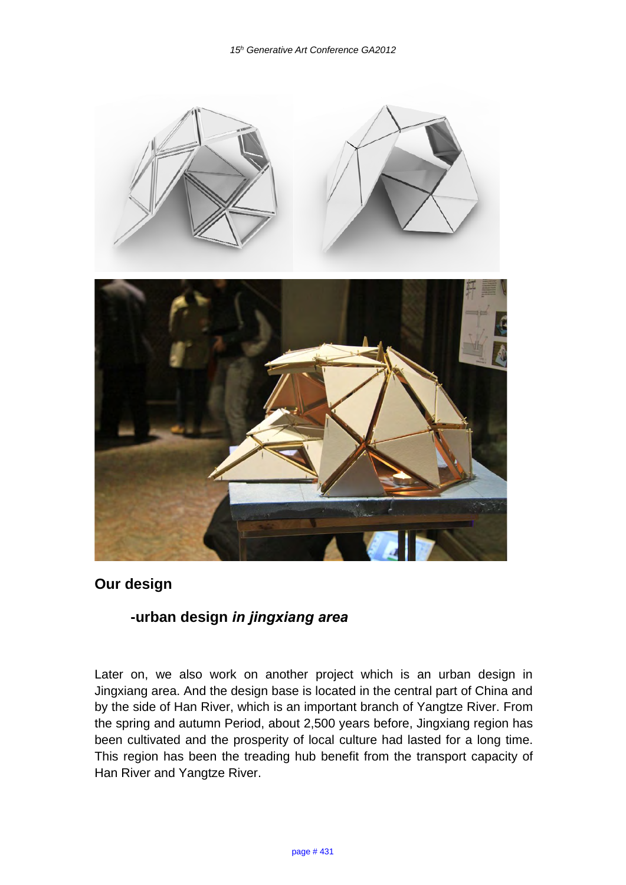## Our design

### -urban design *in jingxiang area*

Later on, we also work on another project which is an urban design in Jingxiang area. And the design base is located in the central part of China and by the side of Han River, which is an important branch of Yangtze River. From the spring and autumn Period, about 2,500 years before, Jingxiang region has been cultivated and the prosperity of local culture had lasted for a long time. This region has been the treading hub benefit from the transport capacity of Han River and Yangtze River.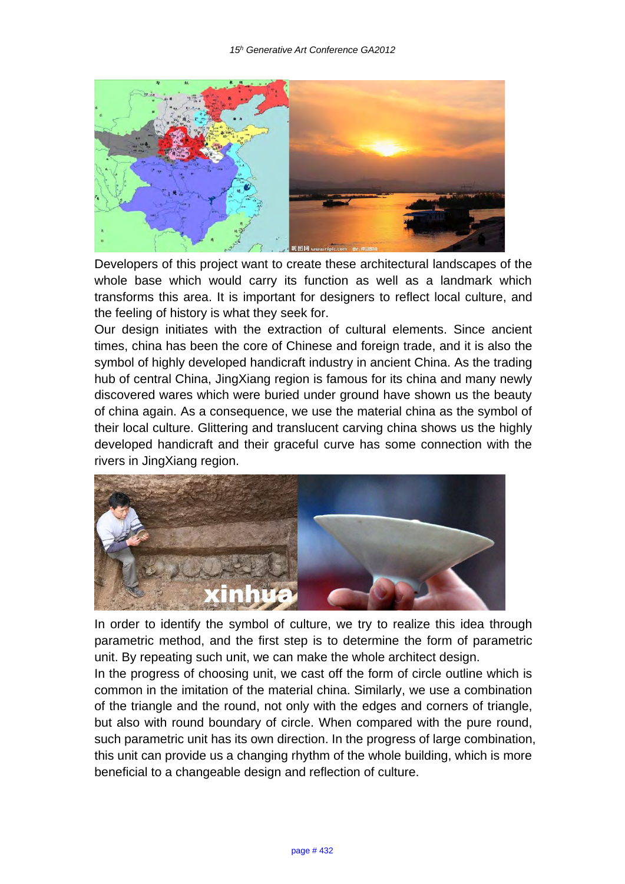Developers of this project want to create these architectural landscapes of the whole base which would carry its function as well as a landmark which transforms this area. It is important for designers to reflect local culture, and the feeling of history is what they seek for.

Our design initiates with the extraction of cultural elements. Since ancient times, china has been the core of Chinese and foreign trade, and it is also the symbol of highly developed handicraft industry in ancient China. As the trading hub of central China, JingXiang region is famous for its china and many newly discovered wares which were buried under ground have shown us the beauty of china again. As a consequence, we use the material china as the symbol of their local culture. Glittering and translucent carving china shows us the highly developed handicraft and their graceful curve has some connection with the rivers in JingXiang region.

In order to identify the symbol of culture, we try to realize this idea through parametric method, and the first step is to determine the form of parametric unit. By repeating such unit, we can make the whole architect design.

In the progress of choosing unit, we cast off the form of circle outline which is common in the imitation of the material china. Similarly, we use a combination of the triangle and the round, not only with the edges and corners of triangle, but also with round boundary of circle. When compared with the pure round, such parametric unit has its own direction. In the progress of large combination, this unit can provide us a changing rhythm of the whole building, which is more beneficial to a changeable design and reflection of culture.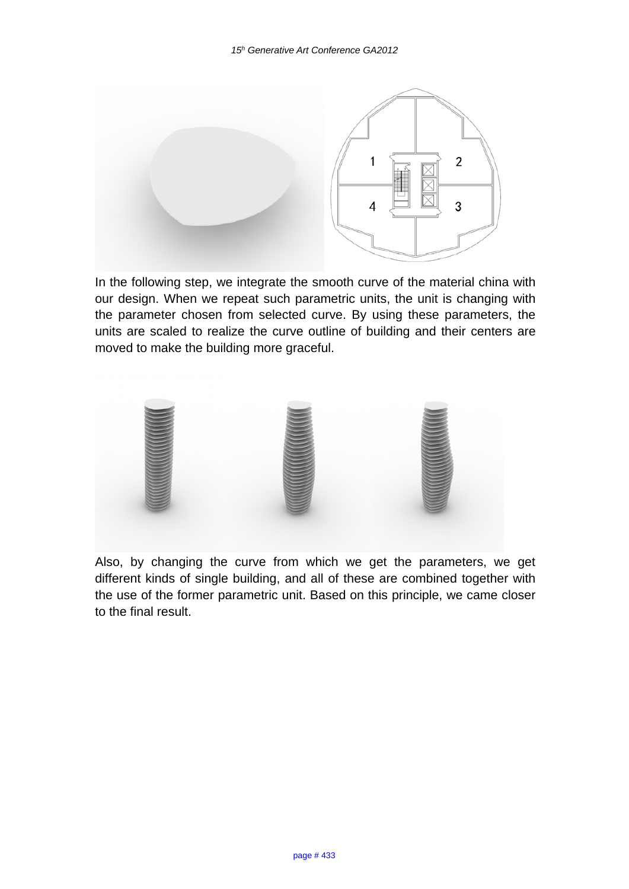In the following step, we integrate the smooth curve of the material china with our design. When we repeat such parametric units, the unit is changing with the parameter chosen from selected curve. By using these parameters, the units are scaled to realize the curve outline of building and their centers are moved to make the building more graceful.

Also, by changing the curve from which we get the parameters, we get different kinds of single building, and all of these are combined together with the use of the former parametric unit. Based on this principle, we came closer to the final result.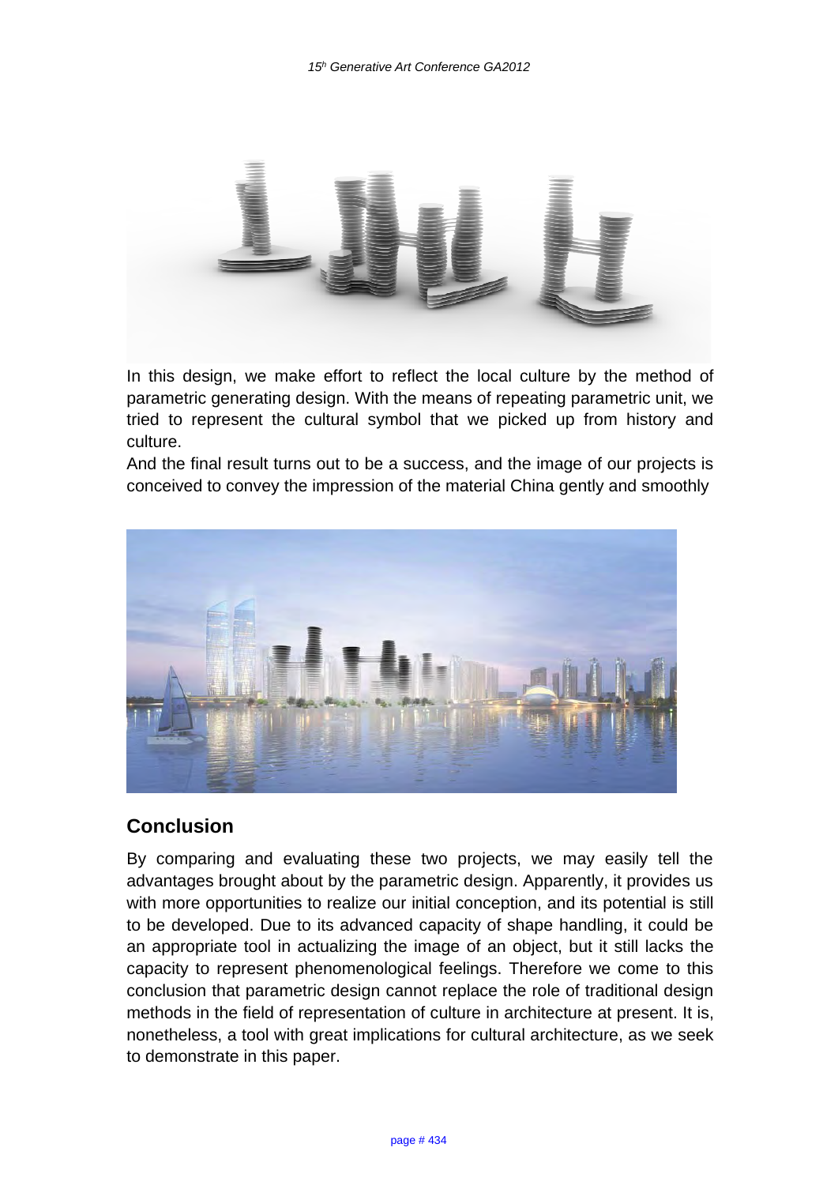In this design, we make effort to reflect the local culture by the method of parametric generating design. With the means of repeating parametric unit, we tried to represent the cultural symbol that we picked up from history and culture.

And the final result turns out to be a success, and the image of our projects is conceived to convey the impression of the material China gently and smoothly

## Conclusion

By comparing and evaluating these two projects, we may easily tell the advantages brought about by the parametric design. Apparently, it provides us with more opportunities to realize our initial conception, and its potential is still to be developed. Due to its advanced capacity of shape handling, it could be an appropriate tool in actualizing the image of an object, but it still lacks the capacity to represent phenomenological feelings. Therefore we come to this conclusion that parametric design cannot replace the role of traditional design methods in the field of representation of culture in architecture at present. It is, nonetheless, a tool with great implications for cultural architecture, as we seek to demonstrate in this paper.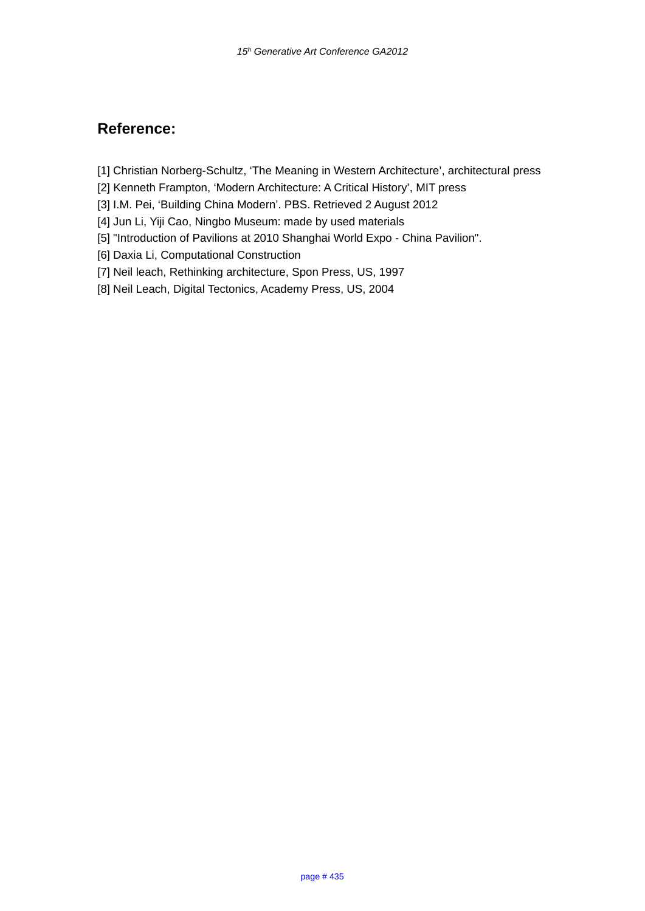## Reference:

[1] Christian Norberg-Schultz, 'The Meaning in Western Architecture', architectural press

[2] Kenneth Frampton, 'Modern Architecture: A Critical History', MIT press

[3] I.M. Pei, 'Building China Modern'. PBS. Retrieved 2 August 2012

[4] Jun Li, Yiji Cao, Ningbo Museum: made by used materials

[5] "Introduction of Pavilions at 2010 Shanghai World Expo - China Pavilion".

[6] Daxia Li, Computational Construction

[7] Neil leach, Rethinking architecture, Spon Press, US, 1997

[8] Neil Leach, Digital Tectonics, Academy Press, US, 2004